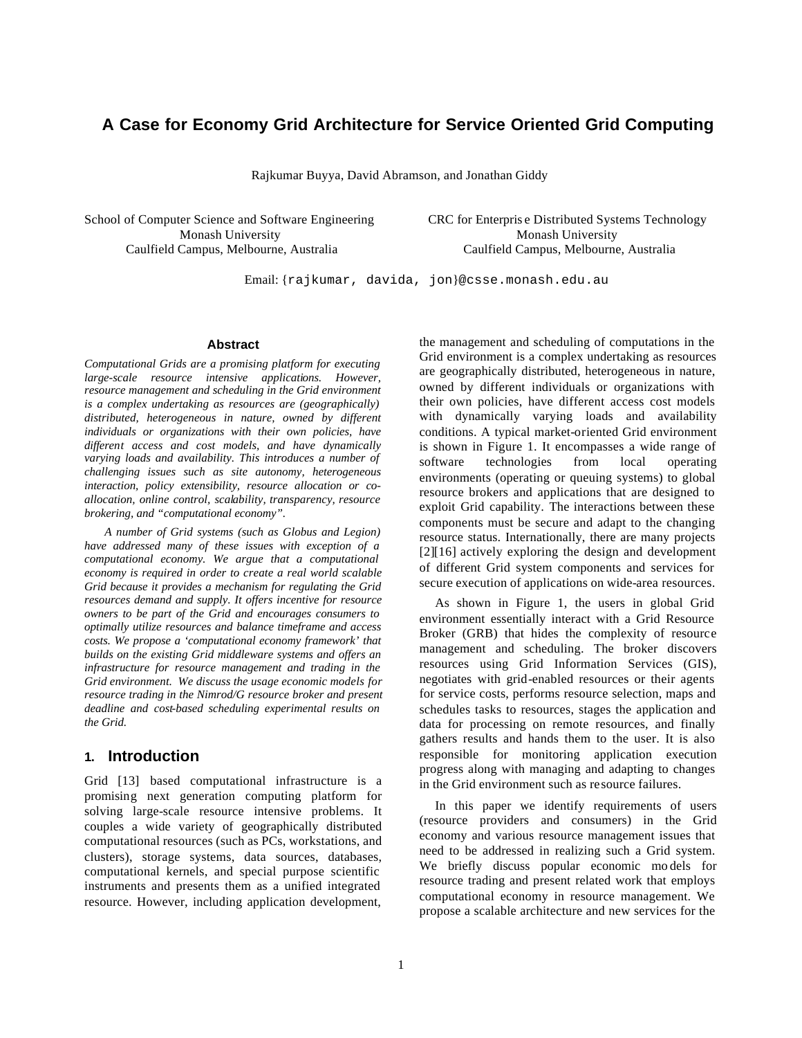# A Case for Economy Grid Architecture for Service Oriented Grid Computing

Rajkumar Buyya, David Abramson, and Jonathan Giddy

School of Computer Science and Software Engineering
Monash University
Caulfield Campus, Melbourne, Australia

CRC for Enterprise Distributed Systems Technology
Monash University
Caulfield Campus, Melbourne, Australia

Email: {rajkumar, davida, jon}@csse.monash.edu.au

### Abstract

*Computational Grids are a promising platform for executing large-scale resource intensive applications. However, resource management and scheduling in the Grid environment is a complex undertaking as resources are (geographically) distributed, heterogeneous in nature, owned by different individuals or organizations with their own policies, have different access and cost models, and have dynamically varying loads and availability. This introduces a number of challenging issues such as site autonomy, heterogeneous interaction, policy extensibility, resource allocation or co-allocation, online control, scalability, transparency, resource brokering, and "computational economy".*

*A number of Grid systems (such as Globus and Legion) have addressed many of these issues with exception of a computational economy. We argue that a computational economy is required in order to create a real world scalable Grid because it provides a mechanism for regulating the Grid resources demand and supply. It offers incentive for resource owners to be part of the Grid and encourages consumers to optimally utilize resources and balance timeframe and access costs. We propose a 'computational economy framework' that builds on the existing Grid middleware systems and offers an infrastructure for resource management and trading in the Grid environment. We discuss the usage economic models for resource trading in the Nimrod/G resource broker and present deadline and cost-based scheduling experimental results on the Grid.*

## 1. Introduction

Grid [13] based computational infrastructure is a promising next generation computing platform for solving large-scale resource intensive problems. It couples a wide variety of geographically distributed computational resources (such as PCs, workstations, and clusters), storage systems, data sources, databases, computational kernels, and special purpose scientific instruments and presents them as a unified integrated resource. However, including application development, the management and scheduling of computations in the Grid environment is a complex undertaking as resources are geographically distributed, heterogeneous in nature, owned by different individuals or organizations with their own policies, have different access cost models with dynamically varying loads and availability conditions. A typical market-oriented Grid environment is shown in Figure 1. It encompasses a wide range of software technologies from local operating environments (operating or queuing systems) to global resource brokers and applications that are designed to exploit Grid capability. The interactions between these components must be secure and adapt to the changing resource status. Internationally, there are many projects [2][16] actively exploring the design and development of different Grid system components and services for secure execution of applications on wide-area resources.

As shown in Figure 1, the users in global Grid environment essentially interact with a Grid Resource Broker (GRB) that hides the complexity of resource management and scheduling. The broker discovers resources using Grid Information Services (GIS), negotiates with grid-enabled resources or their agents for service costs, performs resource selection, maps and schedules tasks to resources, stages the application and data for processing on remote resources, and finally gathers results and hands them to the user. It is also responsible for monitoring application execution progress along with managing and adapting to changes in the Grid environment such as resource failures.

In this paper we identify requirements of users (resource providers and consumers) in the Grid economy and various resource management issues that need to be addressed in realizing such a Grid system. We briefly discuss popular economic models for resource trading and present related work that employs computational economy in resource management. We propose a scalable architecture and new services for the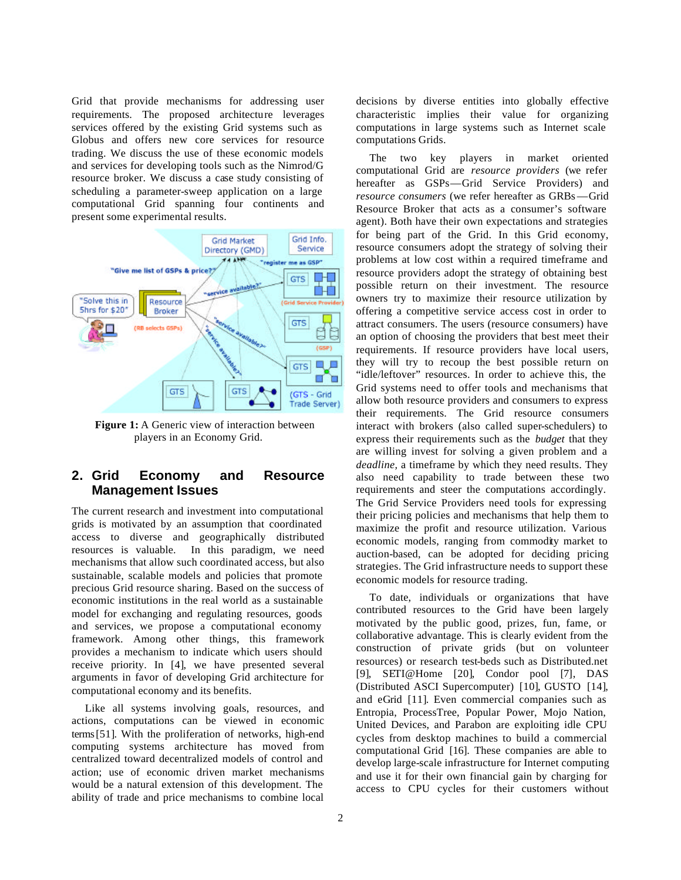Grid that provide mechanisms for addressing user requirements. The proposed architecture leverages services offered by the existing Grid systems such as Globus and offers new core services for resource trading. We discuss the use of these economic models and services for developing tools such as the Nimrod/G resource broker. We discuss a case study consisting of scheduling a parameter-sweep application on a large computational Grid spanning four continents and present some experimental results.

**Figure 1:** A Generic view of interaction between players in an Economy Grid.

## 2. Grid Economy and Resource Management Issues

The current research and investment into computational grids is motivated by an assumption that coordinated access to diverse and geographically distributed resources is valuable. In this paradigm, we need mechanisms that allow such coordinated access, but also sustainable, scalable models and policies that promote precious Grid resource sharing. Based on the success of economic institutions in the real world as a sustainable model for exchanging and regulating resources, goods and services, we propose a computational economy framework. Among other things, this framework provides a mechanism to indicate which users should receive priority. In [4], we have presented several arguments in favor of developing Grid architecture for computational economy and its benefits.

Like all systems involving goals, resources, and actions, computations can be viewed in economic terms [51]. With the proliferation of networks, high-end computing systems architecture has moved from centralized toward decentralized models of control and action; use of economic driven market mechanisms would be a natural extension of this development. The ability of trade and price mechanisms to combine local decisions by diverse entities into globally effective characteristic implies their value for organizing computations in large systems such as Internet scale computations Grids.

The two key players in market oriented computational Grid are *resource providers* (we refer hereafter as GSPs—Grid Service Providers) and *resource consumers* (we refer hereafter as GRBs—Grid Resource Broker that acts as a consumer's software agent). Both have their own expectations and strategies for being part of the Grid. In this Grid economy, resource consumers adopt the strategy of solving their problems at low cost within a required timeframe and resource providers adopt the strategy of obtaining best possible return on their investment. The resource owners try to maximize their resource utilization by offering a competitive service access cost in order to attract consumers. The users (resource consumers) have an option of choosing the providers that best meet their requirements. If resource providers have local users, they will try to recoup the best possible return on "idle/leftover" resources. In order to achieve this, the Grid systems need to offer tools and mechanisms that allow both resource providers and consumers to express their requirements. The Grid resource consumers interact with brokers (also called super-schedulers) to express their requirements such as the *budget* that they are willing invest for solving a given problem and a *deadline*, a timeframe by which they need results. They also need capability to trade between these two requirements and steer the computations accordingly. The Grid Service Providers need tools for expressing their pricing policies and mechanisms that help them to maximize the profit and resource utilization. Various economic models, ranging from commodity market to auction-based, can be adopted for deciding pricing strategies. The Grid infrastructure needs to support these economic models for resource trading.

To date, individuals or organizations that have contributed resources to the Grid have been largely motivated by the public good, prizes, fun, fame, or collaborative advantage. This is clearly evident from the construction of private grids (but on volunteer resources) or research test-beds such as Distributed.net [9], SETI@Home [20], Condor pool [7], DAS (Distributed ASCI Supercomputer) [10], GUSTO [14], and eGrid [11]. Even commercial companies such as Entropia, ProcessTree, Popular Power, Mojo Nation, United Devices, and Parabon are exploiting idle CPU cycles from desktop machines to build a commercial computational Grid [16]. These companies are able to develop large-scale infrastructure for Internet computing and use it for their own financial gain by charging for access to CPU cycles for their customers without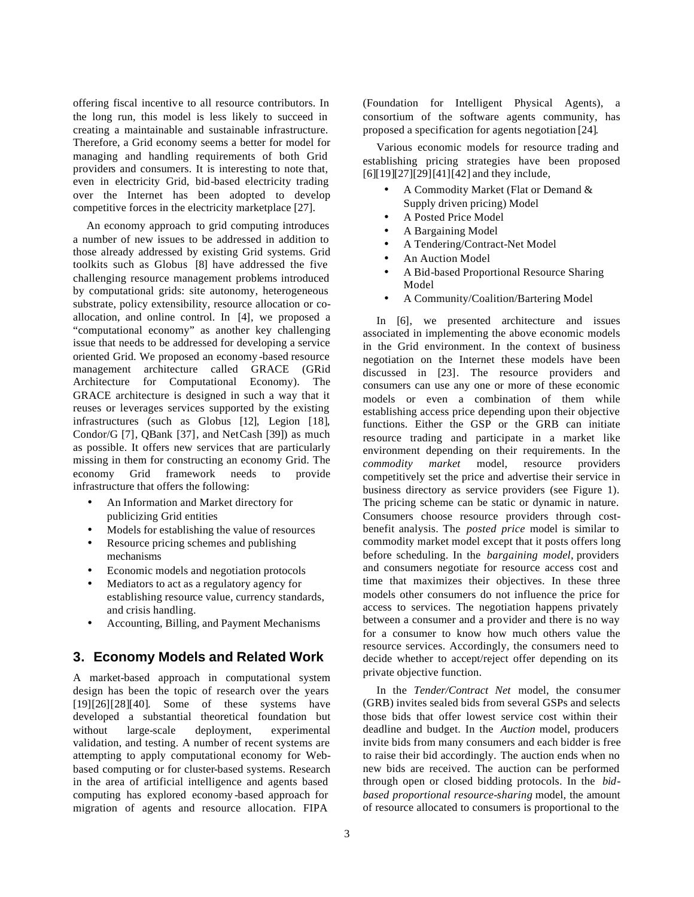offering fiscal incentive to all resource contributors. In the long run, this model is less likely to succeed in creating a maintainable and sustainable infrastructure. Therefore, a Grid economy seems a better for model for managing and handling requirements of both Grid providers and consumers. It is interesting to note that, even in electricity Grid, bid-based electricity trading over the Internet has been adopted to develop competitive forces in the electricity marketplace [27].

An economy approach to grid computing introduces a number of new issues to be addressed in addition to those already addressed by existing Grid systems. Grid toolkits such as Globus [8] have addressed the five challenging resource management problems introduced by computational grids: site autonomy, heterogeneous substrate, policy extensibility, resource allocation or co-allocation, and online control. In [4], we proposed a "computational economy" as another key challenging issue that needs to be addressed for developing a service oriented Grid. We proposed an economy-based resource management architecture called GRACE (GRid Architecture for Computational Economy). The GRACE architecture is designed in such a way that it reuses or leverages services supported by the existing infrastructures (such as Globus [12], Legion [18], Condor/G [7], QBank [37], and NetCash [39]) as much as possible. It offers new services that are particularly missing in them for constructing an economy Grid. The economy Grid framework needs to provide infrastructure that offers the following:

- An Information and Market directory for publicizing Grid entities
- Models for establishing the value of resources
- Resource pricing schemes and publishing mechanisms
- Economic models and negotiation protocols
- Mediators to act as a regulatory agency for establishing resource value, currency standards, and crisis handling.
- Accounting, Billing, and Payment Mechanisms

## 3. Economy Models and Related Work

A market-based approach in computational system design has been the topic of research over the years [19][26][28][40]. Some of these systems have developed a substantial theoretical foundation but without large-scale deployment, experimental validation, and testing. A number of recent systems are attempting to apply computational economy for Web-based computing or for cluster-based systems. Research in the area of artificial intelligence and agents based computing has explored economy-based approach for migration of agents and resource allocation. FIPA (Foundation for Intelligent Physical Agents), a consortium of the software agents community, has proposed a specification for agents negotiation [24].

Various economic models for resource trading and establishing pricing strategies have been proposed [6][19][27][29][41][42] and they include,

- A Commodity Market (Flat or Demand & Supply driven pricing) Model
- A Posted Price Model
- A Bargaining Model
- A Tendering/Contract-Net Model
- An Auction Model
- A Bid-based Proportional Resource Sharing Model
- A Community/Coalition/Bartering Model

In [6], we presented architecture and issues associated in implementing the above economic models in the Grid environment. In the context of business negotiation on the Internet these models have been discussed in [23]. The resource providers and consumers can use any one or more of these economic models or even a combination of them while establishing access price depending upon their objective functions. Either the GSP or the GRB can initiate resource trading and participate in a market like environment depending on their requirements. In the *commodity market* model, resource providers competitively set the price and advertise their service in business directory as service providers (see Figure 1). The pricing scheme can be static or dynamic in nature. Consumers choose resource providers through cost-benefit analysis. The *posted price* model is similar to commodity market model except that it posts offers long before scheduling. In the *bargaining model*, providers and consumers negotiate for resource access cost and time that maximizes their objectives. In these three models other consumers do not influence the price for access to services. The negotiation happens privately between a consumer and a provider and there is no way for a consumer to know how much others value the resource services. Accordingly, the consumers need to decide whether to accept/reject offer depending on its private objective function.

In the *Tender/Contract Net* model, the consumer (GRB) invites sealed bids from several GSPs and selects those bids that offer lowest service cost within their deadline and budget. In the *Auction* model, producers invite bids from many consumers and each bidder is free to raise their bid accordingly. The auction ends when no new bids are received. The auction can be performed through open or closed bidding protocols. In the *bid-based proportional resource-sharing* model, the amount of resource allocated to consumers is proportional to the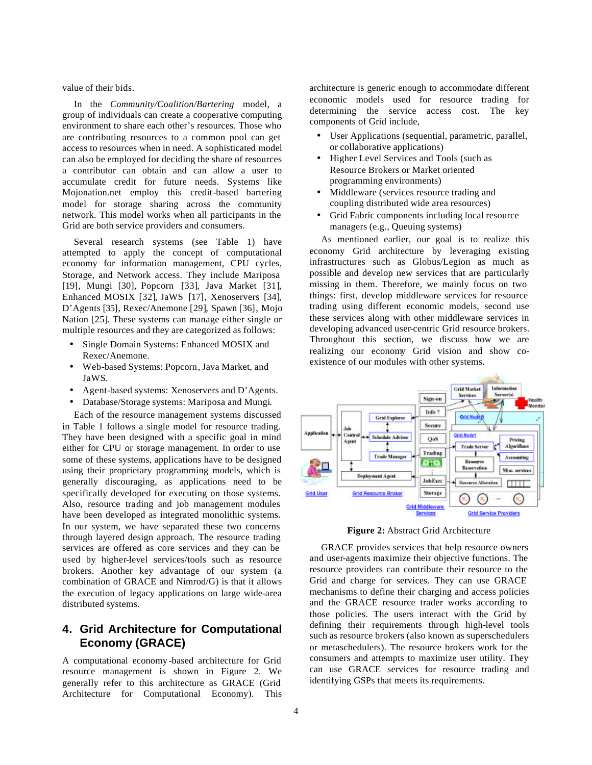value of their bids.

In the *Community/Coalition/Bartering* model, a group of individuals can create a cooperative computing environment to share each other's resources. Those who are contributing resources to a common pool can get access to resources when in need. A sophisticated model can also be employed for deciding the share of resources a contributor can obtain and can allow a user to accumulate credit for future needs. Systems like Mojonation.net employ this credit-based bartering model for storage sharing across the community network. This model works when all participants in the Grid are both service providers and consumers.

Several research systems (see Table 1) have attempted to apply the concept of computational economy for information management, CPU cycles, Storage, and Network access. They include Mariposa [19], Mungi [30], Popcorn [33], Java Market [31], Enhanced MOSIX [32], JaWS [17], Xenoservers [34], D'Agents [35], Rexec/Anemone [29], Spawn [36], Mojo Nation [25]. These systems can manage either single or multiple resources and they are categorized as follows:

- Single Domain Systems: Enhanced MOSIX and Rexec/Anemone.
- Web-based Systems: Popcorn, Java Market, and JaWS.
- Agent-based systems: Xenoservers and D'Agents.
- Database/Storage systems: Mariposa and Mungi.

Each of the resource management systems discussed in Table 1 follows a single model for resource trading. They have been designed with a specific goal in mind either for CPU or storage management. In order to use some of these systems, applications have to be designed using their proprietary programming models, which is generally discouraging, as applications need to be specifically developed for executing on those systems. Also, resource trading and job management modules have been developed as integrated monolithic systems. In our system, we have separated these two concerns through layered design approach. The resource trading services are offered as core services and they can be used by higher-level services/tools such as resource brokers. Another key advantage of our system (a combination of GRACE and Nimrod/G) is that it allows the execution of legacy applications on large wide-area distributed systems.

## 4. Grid Architecture for Computational Economy (GRACE)

A computational economy-based architecture for Grid resource management is shown in Figure 2. We generally refer to this architecture as GRACE (Grid Architecture for Computational Economy). This architecture is generic enough to accommodate different economic models used for resource trading for determining the service access cost. The key components of Grid include,

- User Applications (sequential, parametric, parallel, or collaborative applications)
- Higher Level Services and Tools (such as Resource Brokers or Market oriented programming environments)
- Middleware (services resource trading and coupling distributed wide area resources)
- Grid Fabric components including local resource managers (e.g., Queuing systems)

As mentioned earlier, our goal is to realize this economy Grid architecture by leveraging existing infrastructures such as Globus/Legion as much as possible and develop new services that are particularly missing in them. Therefore, we mainly focus on two things: first, develop middleware services for resource trading using different economic models, second use these services along with other middleware services in developing advanced user-centric Grid resource brokers. Throughout this section, we discuss how we are realizing our economy Grid vision and show co-existence of our modules with other systems.

**Figure 2:** Abstract Grid Architecture

GRACE provides services that help resource owners and user-agents maximize their objective functions. The resource providers can contribute their resource to the Grid and charge for services. They can use GRACE mechanisms to define their charging and access policies and the GRACE resource trader works according to those policies. The users interact with the Grid by defining their requirements through high-level tools such as resource brokers (also known as superschedulers or metaschedulers). The resource brokers work for the consumers and attempts to maximize user utility. They can use GRACE services for resource trading and identifying GSPs that meets its requirements.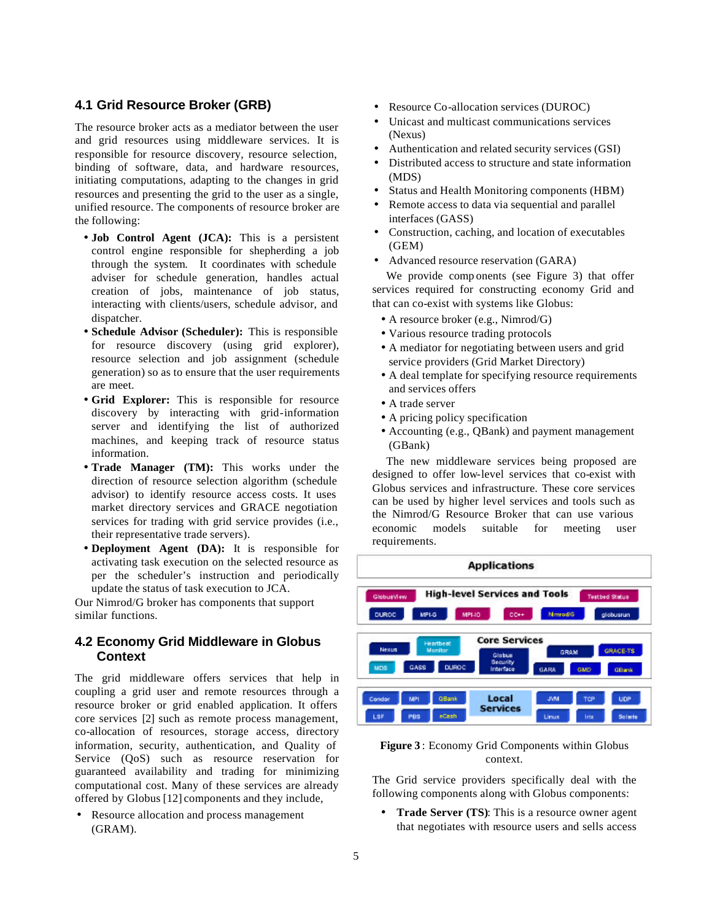## 4.1 Grid Resource Broker (GRB)

The resource broker acts as a mediator between the user and grid resources using middleware services. It is responsible for resource discovery, resource selection, binding of software, data, and hardware resources, initiating computations, adapting to the changes in grid resources and presenting the grid to the user as a single, unified resource. The components of resource broker are the following:

- **Job Control Agent (JCA):** This is a persistent control engine responsible for shepherding a job through the system. It coordinates with schedule adviser for schedule generation, handles actual creation of jobs, maintenance of job status, interacting with clients/users, schedule advisor, and dispatcher.
- **Schedule Advisor (Scheduler):** This is responsible for resource discovery (using grid explorer), resource selection and job assignment (schedule generation) so as to ensure that the user requirements are meet.
- **Grid Explorer:** This is responsible for resource discovery by interacting with grid-information server and identifying the list of authorized machines, and keeping track of resource status information.
- **Trade Manager (TM):** This works under the direction of resource selection algorithm (schedule advisor) to identify resource access costs. It uses market directory services and GRACE negotiation services for trading with grid service provides (i.e., their representative trade servers).
- **Deployment Agent (DA):** It is responsible for activating task execution on the selected resource as per the scheduler's instruction and periodically update the status of task execution to JCA.

Our Nimrod/G broker has components that support similar functions.

## 4.2 Economy Grid Middleware in Globus Context

The grid middleware offers services that help in coupling a grid user and remote resources through a resource broker or grid enabled application. It offers core services [2] such as remote process management, co-allocation of resources, storage access, directory information, security, authentication, and Quality of Service (QoS) such as resource reservation for guaranteed availability and trading for minimizing computational cost. Many of these services are already offered by Globus [12] components and they include,

- Resource allocation and process management (GRAM).
- Resource Co-allocation services (DUROC)
- Unicast and multicast communications services (Nexus)
- Authentication and related security services (GSI)
- Distributed access to structure and state information (MDS)
- Status and Health Monitoring components (HBM)
- Remote access to data via sequential and parallel interfaces (GASS)
- Construction, caching, and location of executables (GEM)
- Advanced resource reservation (GARA)

We provide components (see Figure 3) that offer services required for constructing economy Grid and that can co-exist with systems like Globus:

- A resource broker (e.g., Nimrod/G)
- Various resource trading protocols
- A mediator for negotiating between users and grid service providers (Grid Market Directory)
- A deal template for specifying resource requirements and services offers
- A trade server
- A pricing policy specification
- Accounting (e.g., QBank) and payment management (GBank)

The new middleware services being proposed are designed to offer low-level services that co-exist with Globus services and infrastructure. These core services can be used by higher level services and tools such as the Nimrod/G Resource Broker that can use various economic models suitable for meeting user requirements.

**Figure 3**: Economy Grid Components within Globus context.

The Grid service providers specifically deal with the following components along with Globus components:

- **Trade Server (TS)**: This is a resource owner agent that negotiates with resource users and sells access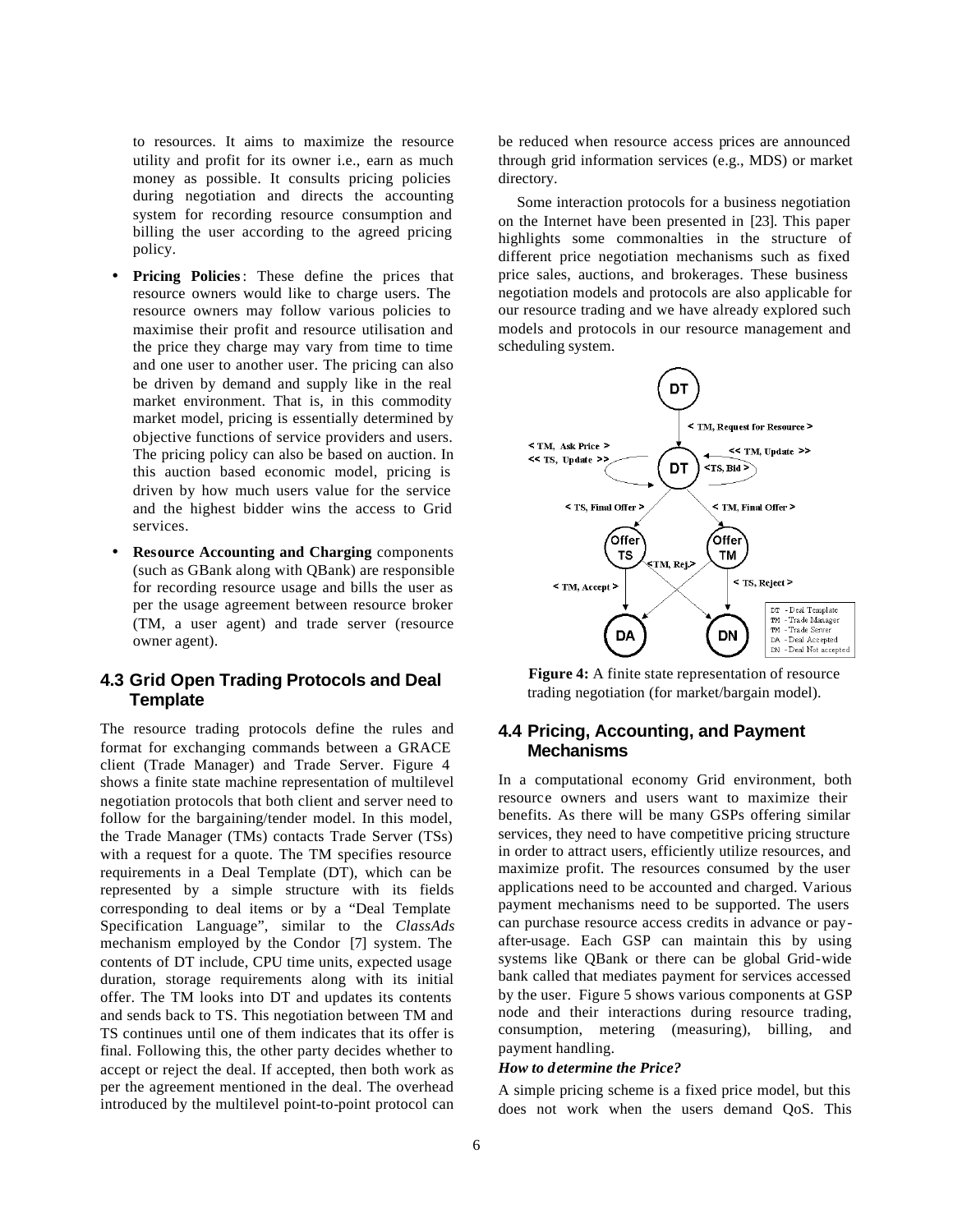to resources. It aims to maximize the resource utility and profit for its owner i.e., earn as much money as possible. It consults pricing policies during negotiation and directs the accounting system for recording resource consumption and billing the user according to the agreed pricing policy.

- **Pricing Policies**: These define the prices that resource owners would like to charge users. The resource owners may follow various policies to maximise their profit and resource utilisation and the price they charge may vary from time to time and one user to another user. The pricing can also be driven by demand and supply like in the real market environment. That is, in this commodity market model, pricing is essentially determined by objective functions of service providers and users. The pricing policy can also be based on auction. In this auction based economic model, pricing is driven by how much users value for the service and the highest bidder wins the access to Grid services.
- **Resource Accounting and Charging** components (such as GBank along with QBank) are responsible for recording resource usage and bills the user as per the usage agreement between resource broker (TM, a user agent) and trade server (resource owner agent).

### 4.3 Grid Open Trading Protocols and Deal Template

The resource trading protocols define the rules and format for exchanging commands between a GRACE client (Trade Manager) and Trade Server. Figure 4 shows a finite state machine representation of multilevel negotiation protocols that both client and server need to follow for the bargaining/tender model. In this model, the Trade Manager (TMs) contacts Trade Server (TSs) with a request for a quote. The TM specifies resource requirements in a Deal Template (DT), which can be represented by a simple structure with its fields corresponding to deal items or by a "Deal Template Specification Language", similar to the *ClassAds* mechanism employed by the Condor [7] system. The contents of DT include, CPU time units, expected usage duration, storage requirements along with its initial offer. The TM looks into DT and updates its contents and sends back to TS. This negotiation between TM and TS continues until one of them indicates that its offer is final. Following this, the other party decides whether to accept or reject the deal. If accepted, then both work as per the agreement mentioned in the deal. The overhead introduced by the multilevel point-to-point protocol can be reduced when resource access prices are announced through grid information services (e.g., MDS) or market directory.

Some interaction protocols for a business negotiation on the Internet have been presented in [23]. This paper highlights some commonalties in the structure of different price negotiation mechanisms such as fixed price sales, auctions, and brokerages. These business negotiation models and protocols are also applicable for our resource trading and we have already explored such models and protocols in our resource management and scheduling system.

DT
< TM, Request for Resource >
< TM, Ask Price >
<< TS, Update >>
DT
<< TM, Update >>
<TS, Bid >
< TS, Final Offer >
< TM, Final Offer >
Offer TS
Offer TM
<TM, Rej.>
< TM, Accept >
< TS, Reject >
DA
DN
DT - Deal Template
TM - Trade Manager
TM - Trade Server
DA - Deal Accepted
DN - Deal Not accepted

**Figure 4:** A finite state representation of resource trading negotiation (for market/bargain model).

### 4.4 Pricing, Accounting, and Payment Mechanisms

In a computational economy Grid environment, both resource owners and users want to maximize their benefits. As there will be many GSPs offering similar services, they need to have competitive pricing structure in order to attract users, efficiently utilize resources, and maximize profit. The resources consumed by the user applications need to be accounted and charged. Various payment mechanisms need to be supported. The users can purchase resource access credits in advance or pay-after-usage. Each GSP can maintain this by using systems like QBank or there can be global Grid-wide bank called that mediates payment for services accessed by the user. Figure 5 shows various components at GSP node and their interactions during resource trading, consumption, metering (measuring), billing, and payment handling.

***How to determine the Price?***

A simple pricing scheme is a fixed price model, but this does not work when the users demand QoS. This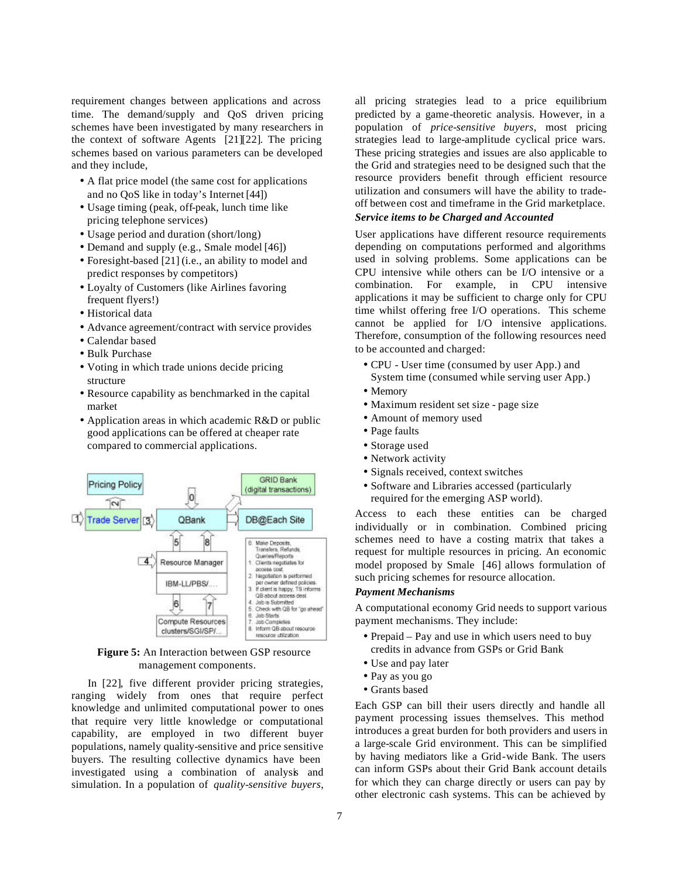requirement changes between applications and across time. The demand/supply and QoS driven pricing schemes have been investigated by many researchers in the context of software Agents [21][22]. The pricing schemes based on various parameters can be developed and they include,

- A flat price model (the same cost for applications and no QoS like in today's Internet [44])
- Usage timing (peak, off-peak, lunch time like pricing telephone services)
- Usage period and duration (short/long)
- Demand and supply (e.g., Smale model [46])
- Foresight-based [21] (i.e., an ability to model and predict responses by competitors)
- Loyalty of Customers (like Airlines favoring frequent flyers!)
- Historical data
- Advance agreement/contract with service provides
- Calendar based
- Bulk Purchase
- Voting in which trade unions decide pricing structure
- Resource capability as benchmarked in the capital market
- Application areas in which academic R&D or public good applications can be offered at cheaper rate compared to commercial applications.

Figure 5: An Interaction between GSP resource management components.

In [22], five different provider pricing strategies, ranging widely from ones that require perfect knowledge and unlimited computational power to ones that require very little knowledge or computational capability, are employed in two different buyer populations, namely quality-sensitive and price sensitive buyers. The resulting collective dynamics have been investigated using a combination of analysis and simulation. In a population of *quality-sensitive buyers*, all pricing strategies lead to a price equilibrium predicted by a game-theoretic analysis. However, in a population of *price-sensitive buyers*, most pricing strategies lead to large-amplitude cyclical price wars. These pricing strategies and issues are also applicable to the Grid and strategies need to be designed such that the resource providers benefit through efficient resource utilization and consumers will have the ability to trade-off between cost and timeframe in the Grid marketplace.

***Service items to be Charged and Accounted***

User applications have different resource requirements depending on computations performed and algorithms used in solving problems. Some applications can be CPU intensive while others can be I/O intensive or a combination. For example, in CPU intensive applications it may be sufficient to charge only for CPU time whilst offering free I/O operations. This scheme cannot be applied for I/O intensive applications. Therefore, consumption of the following resources need to be accounted and charged:

- CPU - User time (consumed by user App.) and System time (consumed while serving user App.)
- Memory
- Maximum resident set size - page size
- Amount of memory used
- Page faults
- Storage used
- Network activity
- Signals received, context switches
- Software and Libraries accessed (particularly required for the emerging ASP world).

Access to each these entities can be charged individually or in combination. Combined pricing schemes need to have a costing matrix that takes a request for multiple resources in pricing. An economic model proposed by Smale [46] allows formulation of such pricing schemes for resource allocation.

***Payment Mechanisms***

A computational economy Grid needs to support various payment mechanisms. They include:

- Prepaid – Pay and use in which users need to buy credits in advance from GSPs or Grid Bank
- Use and pay later
- Pay as you go
- Grants based

Each GSP can bill their users directly and handle all payment processing issues themselves. This method introduces a great burden for both providers and users in a large-scale Grid environment. This can be simplified by having mediators like a Grid-wide Bank. The users can inform GSPs about their Grid Bank account details for which they can charge directly or users can pay by other electronic cash systems. This can be achieved by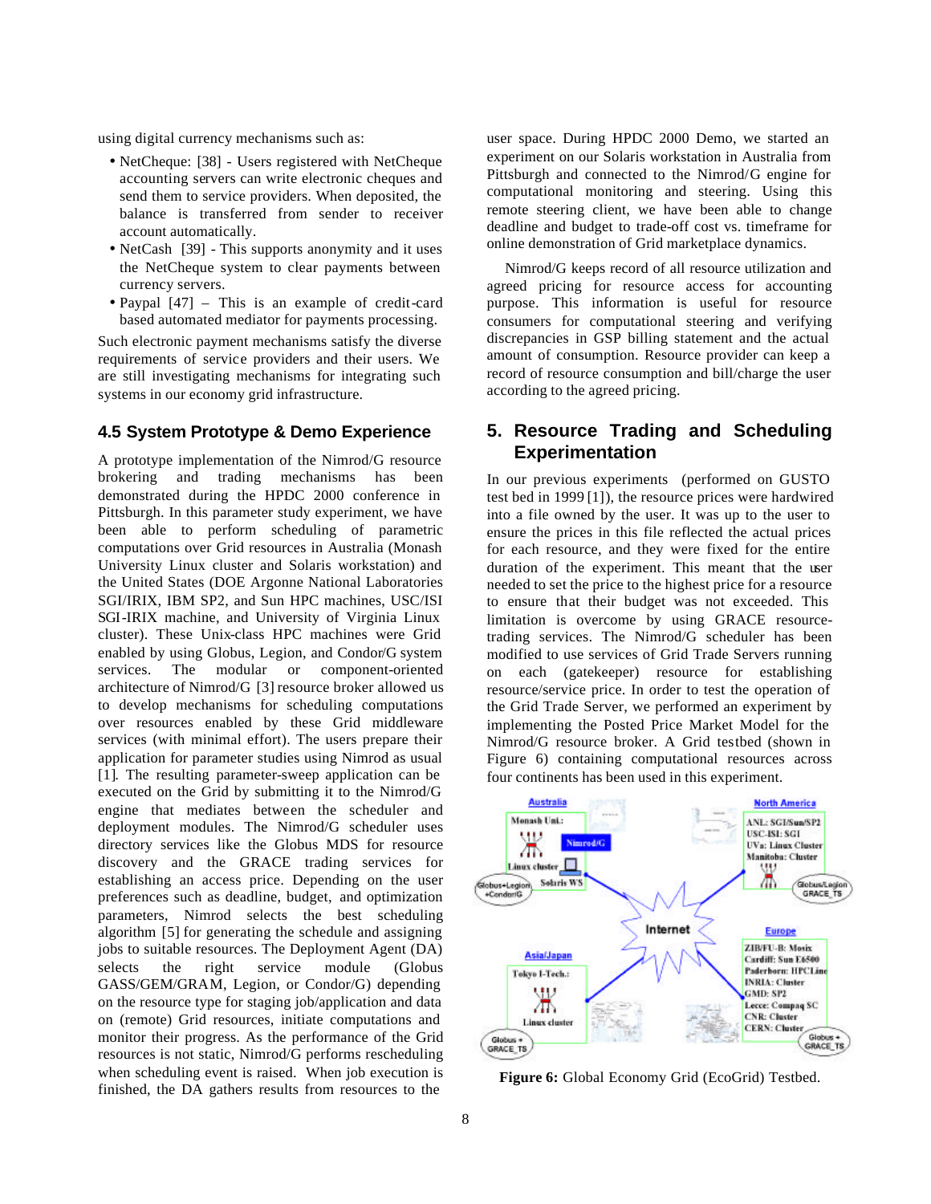using digital currency mechanisms such as:

- NetCheque: [38] - Users registered with NetCheque accounting servers can write electronic cheques and send them to service providers. When deposited, the balance is transferred from sender to receiver account automatically.
- NetCash [39] - This supports anonymity and it uses the NetCheque system to clear payments between currency servers.
- Paypal [47] – This is an example of credit-card based automated mediator for payments processing.

Such electronic payment mechanisms satisfy the diverse requirements of service providers and their users. We are still investigating mechanisms for integrating such systems in our economy grid infrastructure.

### 4.5 System Prototype & Demo Experience

A prototype implementation of the Nimrod/G resource brokering and trading mechanisms has been demonstrated during the HPDC 2000 conference in Pittsburgh. In this parameter study experiment, we have been able to perform scheduling of parametric computations over Grid resources in Australia (Monash University Linux cluster and Solaris workstation) and the United States (DOE Argonne National Laboratories SGI/IRIX, IBM SP2, and Sun HPC machines, USC/ISI SGI-IRIX machine, and University of Virginia Linux cluster). These Unix-class HPC machines were Grid enabled by using Globus, Legion, and Condor/G system services. The modular or component-oriented architecture of Nimrod/G [3] resource broker allowed us to develop mechanisms for scheduling computations over resources enabled by these Grid middleware services (with minimal effort). The users prepare their application for parameter studies using Nimrod as usual [1]. The resulting parameter-sweep application can be executed on the Grid by submitting it to the Nimrod/G engine that mediates between the scheduler and deployment modules. The Nimrod/G scheduler uses directory services like the Globus MDS for resource discovery and the GRACE trading services for establishing an access price. Depending on the user preferences such as deadline, budget, and optimization parameters, Nimrod selects the best scheduling algorithm [5] for generating the schedule and assigning jobs to suitable resources. The Deployment Agent (DA) selects the right service module (Globus GASS/GEM/GRAM, Legion, or Condor/G) depending on the resource type for staging job/application and data on (remote) Grid resources, initiate computations and monitor their progress. As the performance of the Grid resources is not static, Nimrod/G performs rescheduling when scheduling event is raised. When job execution is finished, the DA gathers results from resources to the user space. During HPDC 2000 Demo, we started an experiment on our Solaris workstation in Australia from Pittsburgh and connected to the Nimrod/G engine for computational monitoring and steering. Using this remote steering client, we have been able to change deadline and budget to trade-off cost vs. timeframe for online demonstration of Grid marketplace dynamics.

Nimrod/G keeps record of all resource utilization and agreed pricing for resource access for accounting purpose. This information is useful for resource consumers for computational steering and verifying discrepancies in GSP billing statement and the actual amount of consumption. Resource provider can keep a record of resource consumption and bill/charge the user according to the agreed pricing.

## 5. Resource Trading and Scheduling Experimentation

In our previous experiments (performed on GUSTO test bed in 1999 [1]), the resource prices were hardwired into a file owned by the user. It was up to the user to ensure the prices in this file reflected the actual prices for each resource, and they were fixed for the entire duration of the experiment. This meant that the user needed to set the price to the highest price for a resource to ensure that their budget was not exceeded. This limitation is overcome by using GRACE resource-trading services. The Nimrod/G scheduler has been modified to use services of Grid Trade Servers running on each (gatekeeper) resource for establishing resource/service price. In order to test the operation of the Grid Trade Server, we performed an experiment by implementing the Posted Price Market Model for the Nimrod/G resource broker. A Grid testbed (shown in Figure 6) containing computational resources across four continents has been used in this experiment.

**Figure 6:** Global Economy Grid (EcoGrid) Testbed.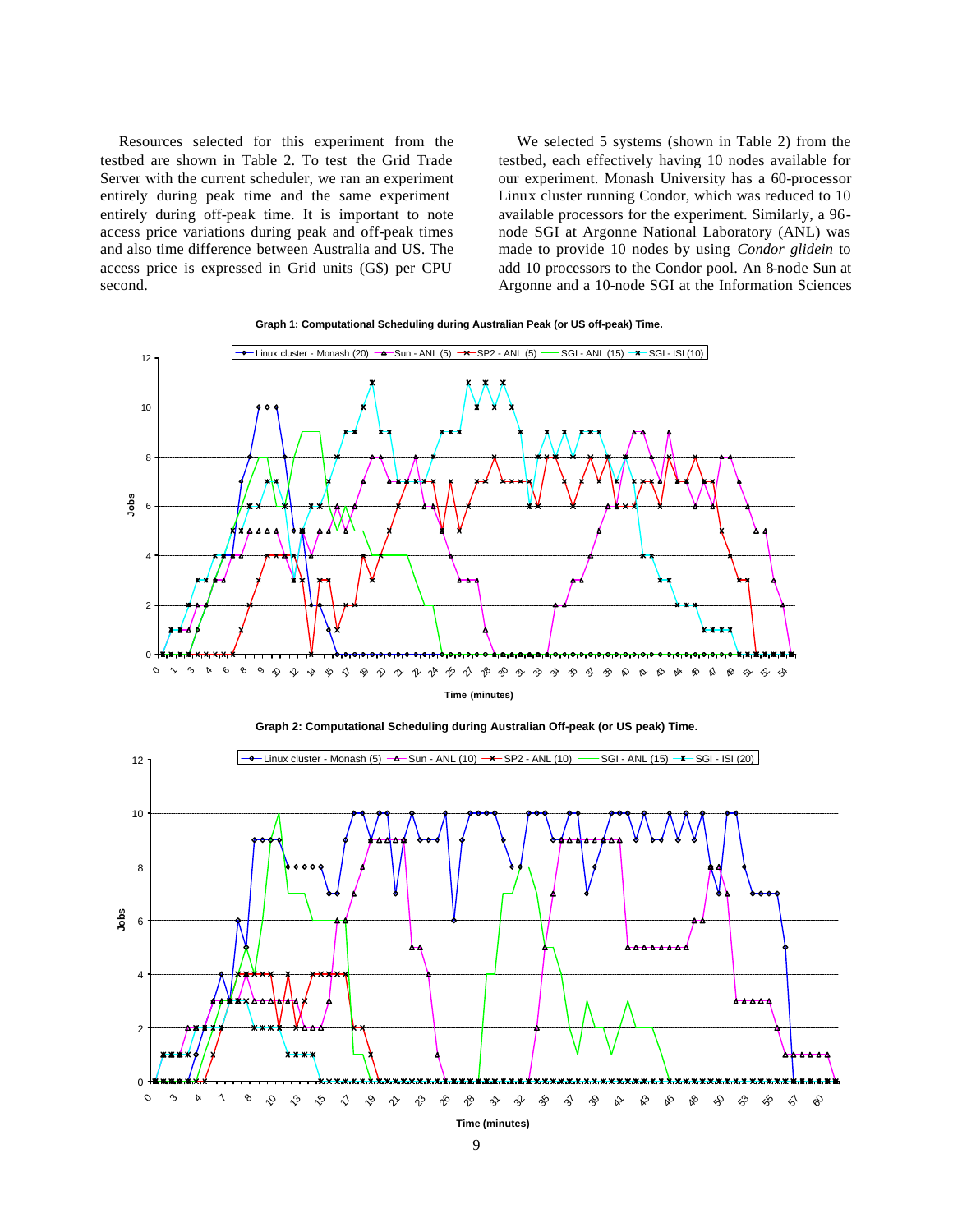Resources selected for this experiment from the testbed are shown in Table 2. To test the Grid Trade Server with the current scheduler, we ran an experiment entirely during peak time and the same experiment entirely during off-peak time. It is important to note access price variations during peak and off-peak times and also time difference between Australia and US. The access price is expressed in Grid units (G$) per CPU second.

We selected 5 systems (shown in Table 2) from the testbed, each effectively having 10 nodes available for our experiment. Monash University has a 60-processor Linux cluster running Condor, which was reduced to 10 available processors for the experiment. Similarly, a 96-node SGI at Argonne National Laboratory (ANL) was made to provide 10 nodes by using *Condor glidein* to add 10 processors to the Condor pool. An 8-node Sun at Argonne and a 10-node SGI at the Information Sciences

**Graph 1: Computational Scheduling during Australian Peak (or US off-peak) Time.**

**Graph 2: Computational Scheduling during Australian Off-peak (or US peak) Time.**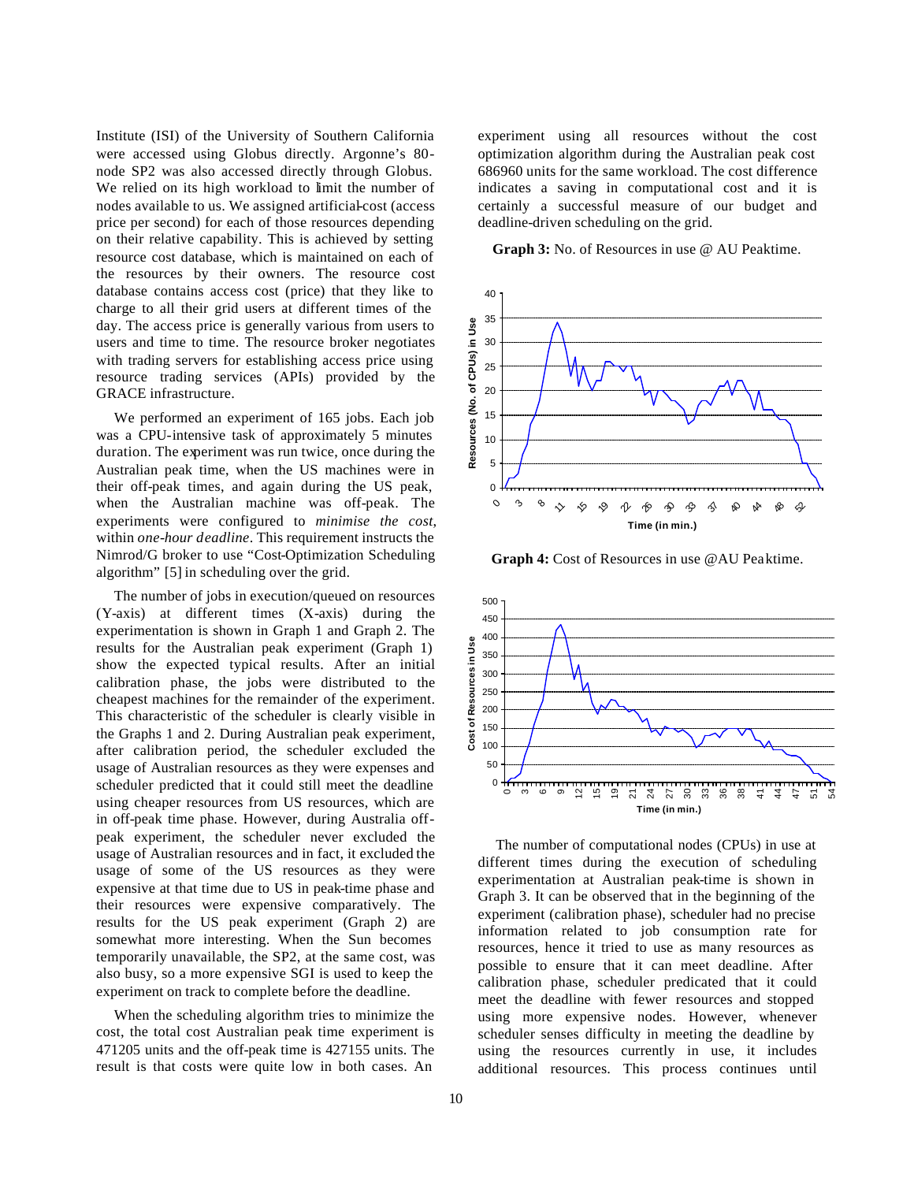Institute (ISI) of the University of Southern California were accessed using Globus directly. Argonne's 80-node SP2 was also accessed directly through Globus. We relied on its high workload to limit the number of nodes available to us. We assigned artificial-cost (access price per second) for each of those resources depending on their relative capability. This is achieved by setting resource cost database, which is maintained on each of the resources by their owners. The resource cost database contains access cost (price) that they like to charge to all their grid users at different times of the day. The access price is generally various from users to users and time to time. The resource broker negotiates with trading servers for establishing access price using resource trading services (APIs) provided by the GRACE infrastructure.

We performed an experiment of 165 jobs. Each job was a CPU-intensive task of approximately 5 minutes duration. The experiment was run twice, once during the Australian peak time, when the US machines were in their off-peak times, and again during the US peak, when the Australian machine was off-peak. The experiments were configured to *minimise the cost*, within *one-hour deadline*. This requirement instructs the Nimrod/G broker to use "Cost-Optimization Scheduling algorithm" [5] in scheduling over the grid.

The number of jobs in execution/queued on resources (Y-axis) at different times (X-axis) during the experimentation is shown in Graph 1 and Graph 2. The results for the Australian peak experiment (Graph 1) show the expected typical results. After an initial calibration phase, the jobs were distributed to the cheapest machines for the remainder of the experiment. This characteristic of the scheduler is clearly visible in the Graphs 1 and 2. During Australian peak experiment, after calibration period, the scheduler excluded the usage of Australian resources as they were expenses and scheduler predicted that it could still meet the deadline using cheaper resources from US resources, which are in off-peak time phase. However, during Australia off-peak experiment, the scheduler never excluded the usage of Australian resources and in fact, it excluded the usage of some of the US resources as they were expensive at that time due to US in peak-time phase and their resources were expensive comparatively. The results for the US peak experiment (Graph 2) are somewhat more interesting. When the Sun becomes temporarily unavailable, the SP2, at the same cost, was also busy, so a more expensive SGI is used to keep the experiment on track to complete before the deadline.

When the scheduling algorithm tries to minimize the cost, the total cost Australian peak time experiment is 471205 units and the off-peak time is 427155 units. The result is that costs were quite low in both cases. An experiment using all resources without the cost optimization algorithm during the Australian peak cost 686960 units for the same workload. The cost difference indicates a saving in computational cost and it is certainly a successful measure of our budget and deadline-driven scheduling on the grid.

**Graph 3:** No. of Resources in use @ AU Peaktime.

**Graph 4:** Cost of Resources in use @AU Peaktime.

The number of computational nodes (CPUs) in use at different times during the execution of scheduling experimentation at Australian peak-time is shown in Graph 3. It can be observed that in the beginning of the experiment (calibration phase), scheduler had no precise information related to job consumption rate for resources, hence it tried to use as many resources as possible to ensure that it can meet deadline. After calibration phase, scheduler predicated that it could meet the deadline with fewer resources and stopped using more expensive nodes. However, whenever scheduler senses difficulty in meeting the deadline by using the resources currently in use, it includes additional resources. This process continues until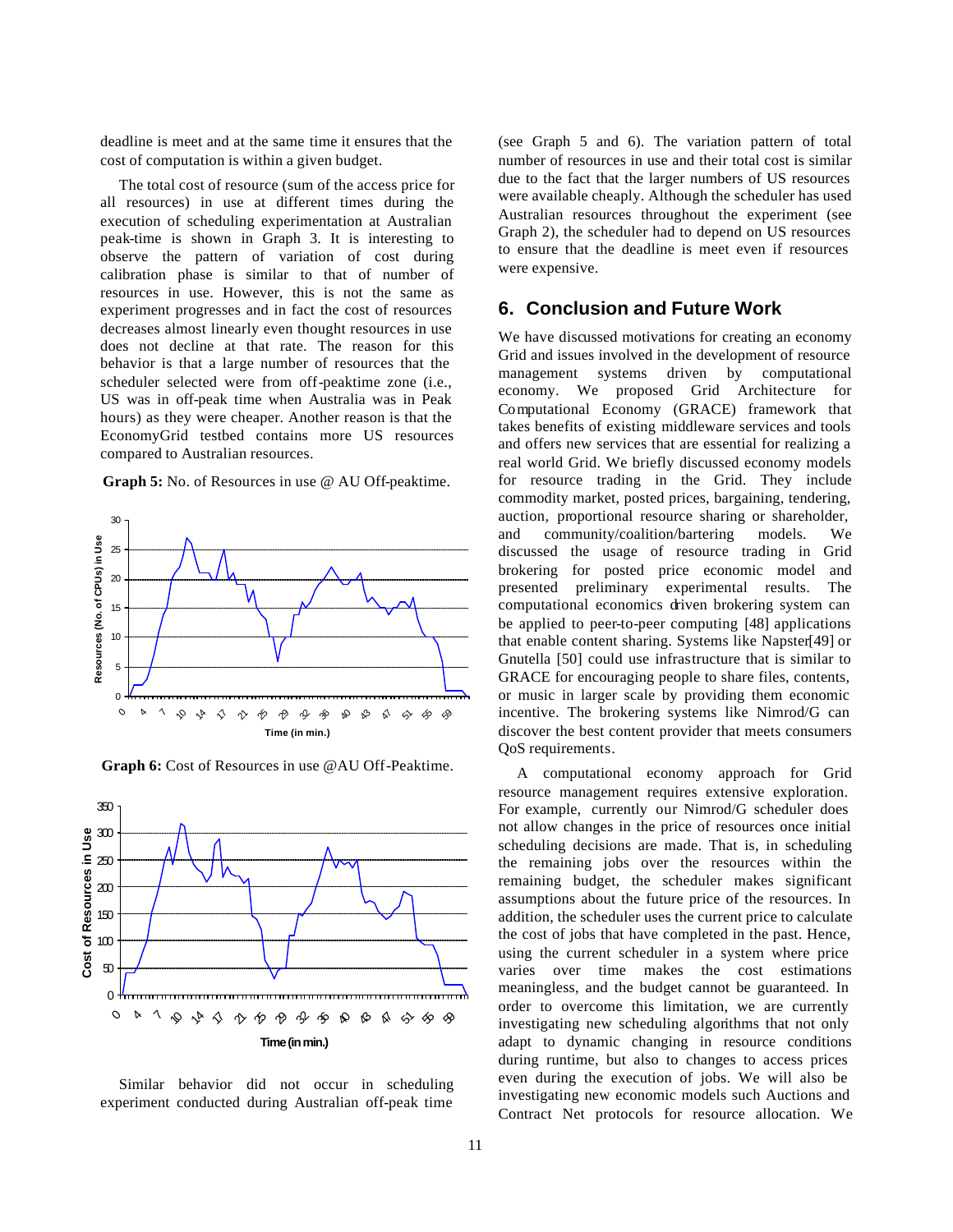deadline is meet and at the same time it ensures that the cost of computation is within a given budget.

The total cost of resource (sum of the access price for all resources) in use at different times during the execution of scheduling experimentation at Australian peak-time is shown in Graph 3. It is interesting to observe the pattern of variation of cost during calibration phase is similar to that of number of resources in use. However, this is not the same as experiment progresses and in fact the cost of resources decreases almost linearly even thought resources in use does not decline at that rate. The reason for this behavior is that a large number of resources that the scheduler selected were from off-peaktime zone (i.e., US was in off-peak time when Australia was in Peak hours) as they were cheaper. Another reason is that the EconomyGrid testbed contains more US resources compared to Australian resources.

**Graph 5:** No. of Resources in use @ AU Off-peaktime.

**Graph 6:** Cost of Resources in use @AU Off-Peaktime.

Similar behavior did not occur in scheduling experiment conducted during Australian off-peak time (see Graph 5 and 6). The variation pattern of total number of resources in use and their total cost is similar due to the fact that the larger numbers of US resources were available cheaply. Although the scheduler has used Australian resources throughout the experiment (see Graph 2), the scheduler had to depend on US resources to ensure that the deadline is meet even if resources were expensive.

## 6. Conclusion and Future Work

We have discussed motivations for creating an economy Grid and issues involved in the development of resource management systems driven by computational economy. We proposed Grid Architecture for Computational Economy (GRACE) framework that takes benefits of existing middleware services and tools and offers new services that are essential for realizing a real world Grid. We briefly discussed economy models for resource trading in the Grid. They include commodity market, posted prices, bargaining, tendering, auction, proportional resource sharing or shareholder, and community/coalition/bartering models. We discussed the usage of resource trading in Grid brokering for posted price economic model and presented preliminary experimental results. The computational economics driven brokering system can be applied to peer-to-peer computing [48] applications that enable content sharing. Systems like Napster[49] or Gnutella [50] could use infrastructure that is similar to GRACE for encouraging people to share files, contents, or music in larger scale by providing them economic incentive. The brokering systems like Nimrod/G can discover the best content provider that meets consumers QoS requirements.

A computational economy approach for Grid resource management requires extensive exploration. For example, currently our Nimrod/G scheduler does not allow changes in the price of resources once initial scheduling decisions are made. That is, in scheduling the remaining jobs over the resources within the remaining budget, the scheduler makes significant assumptions about the future price of the resources. In addition, the scheduler uses the current price to calculate the cost of jobs that have completed in the past. Hence, using the current scheduler in a system where price varies over time makes the cost estimations meaningless, and the budget cannot be guaranteed. In order to overcome this limitation, we are currently investigating new scheduling algorithms that not only adapt to dynamic changing in resource conditions during runtime, but also to changes to access prices even during the execution of jobs. We will also be investigating new economic models such Auctions and Contract Net protocols for resource allocation. We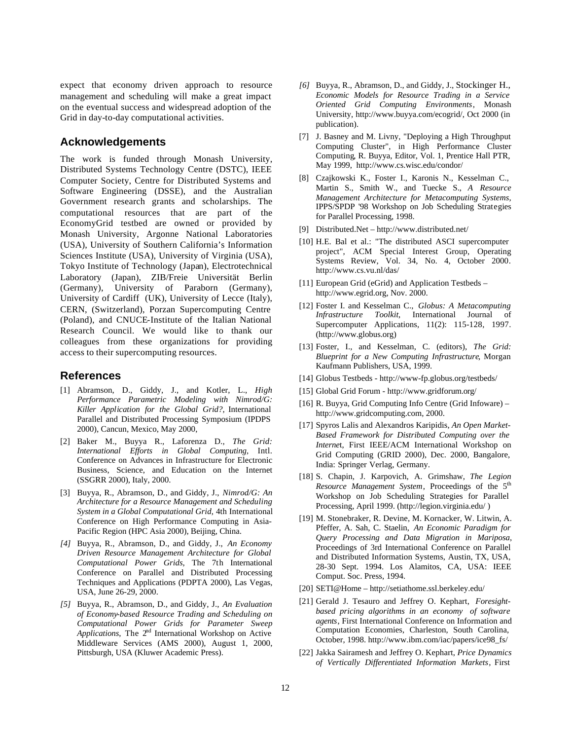expect that economy driven approach to resource management and scheduling will make a great impact on the eventual success and widespread adoption of the Grid in day-to-day computational activities.

## Acknowledgements

The work is funded through Monash University, Distributed Systems Technology Centre (DSTC), IEEE Computer Society, Centre for Distributed Systems and Software Engineering (DSSE), and the Australian Government research grants and scholarships. The computational resources that are part of the EconomyGrid testbed are owned or provided by Monash University, Argonne National Laboratories (USA), University of Southern California's Information Sciences Institute (USA), University of Virginia (USA), Tokyo Institute of Technology (Japan), Electrotechnical Laboratory (Japan), ZIB/Freie Universität Berlin (Germany), University of Paraborn (Germany), University of Cardiff (UK), University of Lecce (Italy), CERN, (Switzerland), Porzan Supercomputing Centre (Poland), and CNUCE-Institute of the Italian National Research Council. We would like to thank our colleagues from these organizations for providing access to their supercomputing resources.

## References

[1] Abramson, D., Giddy, J., and Kotler, L., *High Performance Parametric Modeling with Nimrod/G: Killer Application for the Global Grid?*, International Parallel and Distributed Processing Symposium (IPDPS 2000), Cancun, Mexico, May 2000,

[2] Baker M., Buyya R., Laforenza D., *The Grid: International Efforts in Global Computing*, Intl. Conference on Advances in Infrastructure for Electronic Business, Science, and Education on the Internet (SSGRR 2000), Italy, 2000.

[3] Buyya, R., Abramson, D., and Giddy, J., *Nimrod/G: An Architecture for a Resource Management and Scheduling System in a Global Computational Grid*, 4th International Conference on High Performance Computing in Asia-Pacific Region (HPC Asia 2000), Beijing, China.

*[4]* Buyya, R., Abramson, D., and Giddy, J., *An Economy Driven Resource Management Architecture for Global Computational Power Grids*, The 7th International Conference on Parallel and Distributed Processing Techniques and Applications (PDPTA 2000), Las Vegas, USA, June 26-29, 2000.

*[5]* Buyya, R., Abramson, D., and Giddy, J., *An Evaluation of Economy-based Resource Trading and Scheduling on Computational Power Grids for Parameter Sweep Applications*, The 2nd International Workshop on Active Middleware Services (AMS 2000), August 1, 2000, Pittsburgh, USA (Kluwer Academic Press).

*[6]* Buyya, R., Abramson, D., and Giddy, J., Stockinger H., *Economic Models for Resource Trading in a Service Oriented Grid Computing Environments*, Monash University, http://www.buyya.com/ecogrid/, Oct 2000 (in publication).

[7] J. Basney and M. Livny, "Deploying a High Throughput Computing Cluster", in High Performance Cluster Computing, R. Buyya, Editor, Vol. 1, Prentice Hall PTR, May 1999, http://www.cs.wisc.edu/condor/

[8] Czajkowski K., Foster I., Karonis N., Kesselman C., Martin S., Smith W., and Tuecke S., *A Resource Management Architecture for Metacomputing Systems*, IPPS/SPDP '98 Workshop on Job Scheduling Strategies for Parallel Processing, 1998.

[9] Distributed.Net – http://www.distributed.net/

[10] H.E. Bal et al.: "The distributed ASCI supercomputer project", ACM Special Interest Group, Operating Systems Review, Vol. 34, No. 4, October 2000. http://www.cs.vu.nl/das/

[11] European Grid (eGrid) and Application Testbeds – http://www.egrid.org, Nov. 2000.

[12] Foster I. and Kesselman C., *Globus: A Metacomputing Infrastructure Toolkit*, International Journal of Supercomputer Applications, 11(2): 115-128, 1997. (http://www.globus.org)

[13] Foster, I., and Kesselman, C. (editors), *The Grid: Blueprint for a New Computing Infrastructure*, Morgan Kaufmann Publishers, USA, 1999.

[14] Globus Testbeds - http://www-fp.globus.org/testbeds/

[15] Global Grid Forum - http://www.gridforum.org/

[16] R. Buyya, Grid Computing Info Centre (Grid Infoware) – http://www.gridcomputing.com, 2000.

[17] Spyros Lalis and Alexandros Karipidis, *An Open Market-Based Framework for Distributed Computing over the Internet*, First IEEE/ACM International Workshop on Grid Computing (GRID 2000), Dec. 2000, Bangalore, India: Springer Verlag, Germany.

[18] S. Chapin, J. Karpovich, A. Grimshaw, *The Legion Resource Management System*, Proceedings of the 5th Workshop on Job Scheduling Strategies for Parallel Processing, April 1999. (http://legion.virginia.edu/ )

[19] M. Stonebraker, R. Devine, M. Kornacker, W. Litwin, A. Pfeffer, A. Sah, C. Staelin, *An Economic Paradigm for Query Processing and Data Migration in Mariposa*, Proceedings of 3rd International Conference on Parallel and Distributed Information Systems, Austin, TX, USA, 28-30 Sept. 1994. Los Alamitos, CA, USA: IEEE Comput. Soc. Press, 1994.

[20] SETI@Home – http://setiathome.ssl.berkeley.edu/

[21] Gerald J. Tesauro and Jeffrey O. Kephart, *Foresight-based pricing algorithms in an economy of software agents*, First International Conference on Information and Computation Economies, Charleston, South Carolina, October, 1998. http://www.ibm.com/iac/papers/ice98_fs/

[22] Jakka Sairamesh and Jeffrey O. Kephart, *Price Dynamics of Vertically Differentiated Information Markets*, First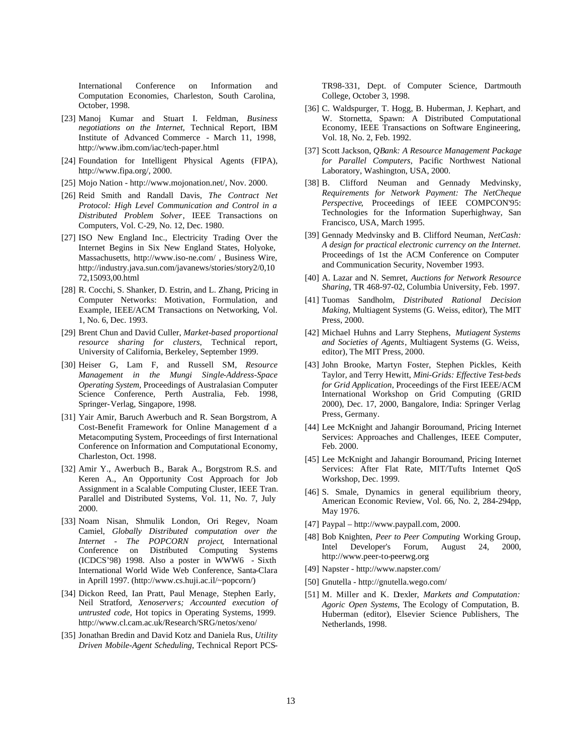International Conference on Information and Computation Economies, Charleston, South Carolina, October, 1998.

[23] Manoj Kumar and Stuart I. Feldman, *Business negotiations on the Internet,* Technical Report, IBM Institute of Advanced Commerce - March 11, 1998, http://www.ibm.com/iac/tech-paper.html

[24] Foundation for Intelligent Physical Agents (FIPA), http://www.fipa.org/, 2000.

[25] Mojo Nation - http://www.mojonation.net/, Nov. 2000.

[26] Reid Smith and Randall Davis, *The Contract Net Protocol: High Level Communication and Control in a Distributed Problem Solver*, IEEE Transactions on Computers, Vol. C-29, No. 12, Dec. 1980.

[27] ISO New England Inc., Electricity Trading Over the Internet Begins in Six New England States, Holyoke, Massachusetts, http://www.iso-ne.com/ , Business Wire, http://industry.java.sun.com/javanews/stories/story2/0,1072,15093,00.html

[28] R. Cocchi, S. Shanker, D. Estrin, and L. Zhang, Pricing in Computer Networks: Motivation, Formulation, and Example, IEEE/ACM Transactions on Networking, Vol. 1, No. 6, Dec. 1993.

[29] Brent Chun and David Culler, *Market-based proportional resource sharing for clusters*, Technical report, University of California, Berkeley, September 1999.

[30] Heiser G, Lam F, and Russell SM, *Resource Management in the Mungi Single-Address-Space Operating System*, Proceedings of Australasian Computer Science Conference, Perth Australia, Feb. 1998, Springer-Verlag, Singapore, 1998.

[31] Yair Amir, Baruch Awerbuch and R. Sean Borgstrom, A Cost-Benefit Framework for Online Management of a Metacomputing System, Proceedings of first International Conference on Information and Computational Economy, Charleston, Oct. 1998.

[32] Amir Y., Awerbuch B., Barak A., Borgstrom R.S. and Keren A., An Opportunity Cost Approach for Job Assignment in a Scalable Computing Cluster, IEEE Tran. Parallel and Distributed Systems, Vol. 11, No. 7, July 2000.

[33] Noam Nisan, Shmulik London, Ori Regev, Noam Camiel, *Globally Distributed computation over the Internet - The POPCORN project*, International Conference on Distributed Computing Systems (ICDCS'98) 1998. Also a poster in WWW6 - Sixth International World Wide Web Conference, Santa-Clara in Aprill 1997. (http://www.cs.huji.ac.il/~popcorn/)

[34] Dickon Reed, Ian Pratt, Paul Menage, Stephen Early, Neil Stratford, *Xenoservers; Accounted execution of untrusted code*, Hot topics in Operating Systems, 1999. http://www.cl.cam.ac.uk/Research/SRG/netos/xeno/

[35] Jonathan Bredin and David Kotz and Daniela Rus, *Utility Driven Mobile-Agent Scheduling*, Technical Report PCS-TR98-331, Dept. of Computer Science, Dartmouth College, October 3, 1998.

[36] C. Waldspurger, T. Hogg, B. Huberman, J. Kephart, and W. Stornetta, Spawn: A Distributed Computational Economy, IEEE Transactions on Software Engineering, Vol. 18, No. 2, Feb. 1992.

[37] Scott Jackson, *QBank: A Resource Management Package for Parallel Computers*, Pacific Northwest National Laboratory, Washington, USA, 2000.

[38] B. Clifford Neuman and Gennady Medvinsky, *Requirements for Network Payment: The NetCheque Perspective*, Proceedings of IEEE COMPCON'95: Technologies for the Information Superhighway, San Francisco, USA, March 1995.

[39] Gennady Medvinsky and B. Clifford Neuman, *NetCash: A design for practical electronic currency on the Internet*. Proceedings of 1st the ACM Conference on Computer and Communication Security, November 1993.

[40] A. Lazar and N. Semret, *Auctions for Network Resource Sharing*, TR 468-97-02, Columbia University, Feb. 1997.

[41] Tuomas Sandholm, *Distributed Rational Decision Making*, Multiagent Systems (G. Weiss, editor), The MIT Press, 2000.

[42] Michael Huhns and Larry Stephens, *Mutiagent Systems and Societies of Agents*, Multiagent Systems (G. Weiss, editor), The MIT Press, 2000.

[43] John Brooke, Martyn Foster, Stephen Pickles, Keith Taylor, and Terry Hewitt, *Mini-Grids: Effective Test-beds for Grid Application*, Proceedings of the First IEEE/ACM International Workshop on Grid Computing (GRID 2000), Dec. 17, 2000, Bangalore, India: Springer Verlag Press, Germany.

[44] Lee McKnight and Jahangir Boroumand, Pricing Internet Services: Approaches and Challenges, IEEE Computer, Feb. 2000.

[45] Lee McKnight and Jahangir Boroumand, Pricing Internet Services: After Flat Rate, MIT/Tufts Internet QoS Workshop, Dec. 1999.

[46] S. Smale, Dynamics in general equilibrium theory, American Economic Review, Vol. 66, No. 2, 284-294pp, May 1976.

[47] Paypal – http://www.paypall.com, 2000.

[48] Bob Knighten, *Peer to Peer Computing* Working Group, Intel Developer's Forum, August 24, 2000, http://www.peer-to-peerwg.org

[49] Napster - http://www.napster.com/

[50] Gnutella - http://gnutella.wego.com/

[51] M. Miller and K. Drexler, *Markets and Computation: Agoric Open Systems*, The Ecology of Computation, B. Huberman (editor), Elsevier Science Publishers, The Netherlands, 1998.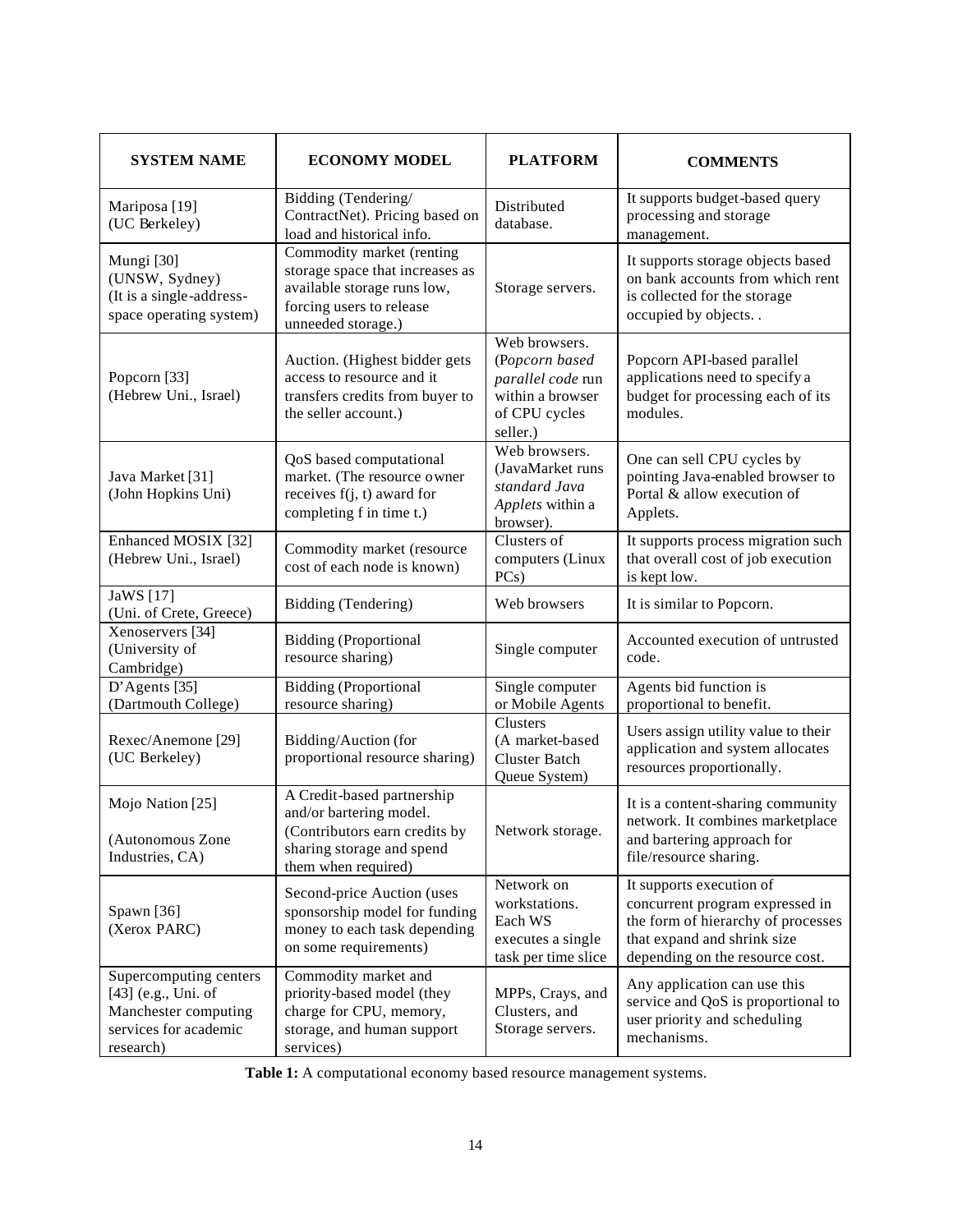| SYSTEM NAME | ECONOMY MODEL | PLATFORM | COMMENTS |
|---|---|---|---|
| Mariposa [19] (UC Berkeley) | Bidding (Tendering/ ContractNet). Pricing based on load and historical info. | Distributed database. | It supports budget-based query processing and storage management. |
| Mungi [30] (UNSW, Sydney) (It is a single-address-space operating system) | Commodity market (renting storage space that increases as available storage runs low, forcing users to release unneeded storage.) | Storage servers. | It supports storage objects based on bank accounts from which rent is collected for the storage occupied by objects. . |
| Popcorn [33] (Hebrew Uni., Israel) | Auction. (Highest bidder gets access to resource and it transfers credits from buyer to the seller account.) | Web browsers. (*Popcorn based parallel code* run within a browser of CPU cycles seller.) | Popcorn API-based parallel applications need to specify a budget for processing each of its modules. |
| Java Market [31] (John Hopkins Uni) | QoS based computational market. (The resource owner receives f(j, t) award for completing f in time t.) | Web browsers. (JavaMarket runs *standard Java Applets* within a browser). | One can sell CPU cycles by pointing Java-enabled browser to Portal & allow execution of Applets. |
| Enhanced MOSIX [32] (Hebrew Uni., Israel) | Commodity market (resource cost of each node is known) | Clusters of computers (Linux PCs) | It supports process migration such that overall cost of job execution is kept low. |
| JaWS [17] (Uni. of Crete, Greece) | Bidding (Tendering) | Web browsers | It is similar to Popcorn. |
| Xenoservers [34] (University of Cambridge) | Bidding (Proportional resource sharing) | Single computer | Accounted execution of untrusted code. |
| D'Agents [35] (Dartmouth College) | Bidding (Proportional resource sharing) | Single computer or Mobile Agents | Agents bid function is proportional to benefit. |
| Rexec/Anemone [29] (UC Berkeley) | Bidding/Auction (for proportional resource sharing) | Clusters (A market-based Cluster Batch Queue System) | Users assign utility value to their application and system allocates resources proportionally. |
| Mojo Nation [25] (Autonomous Zone Industries, CA) | A Credit-based partnership and/or bartering model. (Contributors earn credits by sharing storage and spend them when required) | Network storage. | It is a content-sharing community network. It combines marketplace and bartering approach for file/resource sharing. |
| Spawn [36] (Xerox PARC) | Second-price Auction (uses sponsorship model for funding money to each task depending on some requirements) | Network on workstations. Each WS executes a single task per time slice | It supports execution of concurrent program expressed in the form of hierarchy of processes that expand and shrink size depending on the resource cost. |
| Supercomputing centers [43] (e.g., Uni. of Manchester computing services for academic research) | Commodity market and priority-based model (they charge for CPU, memory, storage, and human support services) | MPPs, Crays, and Clusters, and Storage servers. | Any application can use this service and QoS is proportional to user priority and scheduling mechanisms. |

**Table 1:** A computational economy based resource management systems.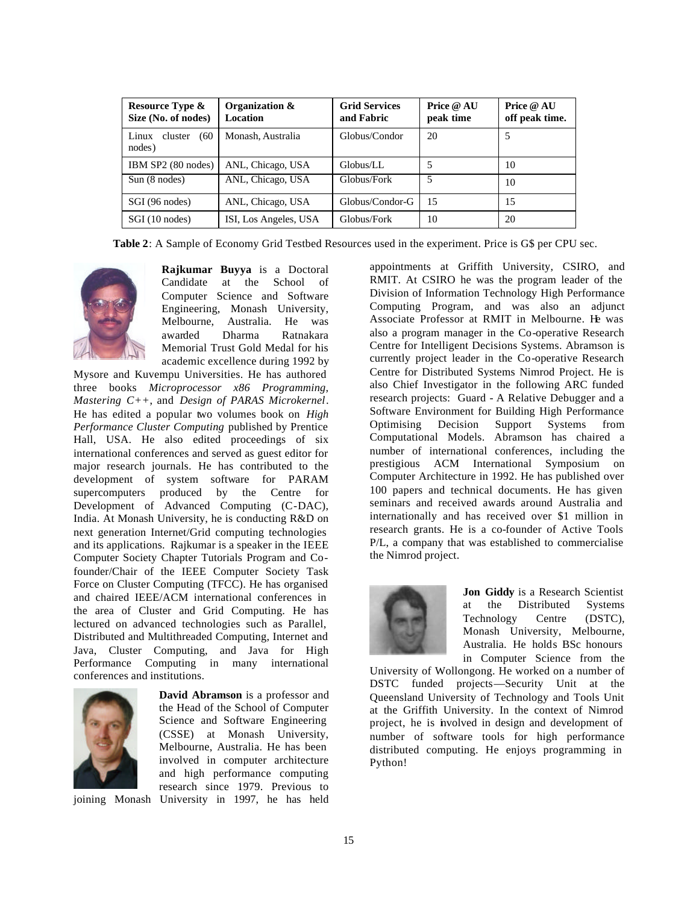| Resource Type & Size (No. of nodes) | Organization & Location | Grid Services and Fabric | Price @ AU peak time | Price @ AU off peak time. |
| --- | --- | --- | --- | --- |
| Linux cluster (60 nodes) | Monash, Australia | Globus/Condor | 20 | 5 |
| IBM SP2 (80 nodes) | ANL, Chicago, USA | Globus/LL | 5 | 10 |
| Sun (8 nodes) | ANL, Chicago, USA | Globus/Fork | 5 | 10 |
| SGI (96 nodes) | ANL, Chicago, USA | Globus/Condor-G | 15 | 15 |
| SGI (10 nodes) | ISI, Los Angeles, USA | Globus/Fork | 10 | 20 |

**Table 2**: A Sample of Economy Grid Testbed Resources used in the experiment. Price is G$ per CPU sec.

**Rajkumar Buyya** is a Doctoral Candidate at the School of Computer Science and Software Engineering, Monash University, Melbourne, Australia. He was awarded Dharma Ratnakara Memorial Trust Gold Medal for his academic excellence during 1992 by Mysore and Kuvempu Universities. He has authored three books *Microprocessor x86 Programming*, *Mastering C++*, and *Design of PARAS Microkernel*. He has edited a popular two volumes book on *High Performance Cluster Computing* published by Prentice Hall, USA. He also edited proceedings of six international conferences and served as guest editor for major research journals. He has contributed to the development of system software for PARAM supercomputers produced by the Centre for Development of Advanced Computing (C-DAC), India. At Monash University, he is conducting R&D on next generation Internet/Grid computing technologies and its applications. Rajkumar is a speaker in the IEEE Computer Society Chapter Tutorials Program and Co-founder/Chair of the IEEE Computer Society Task Force on Cluster Computing (TFCC). He has organised and chaired IEEE/ACM international conferences in the area of Cluster and Grid Computing. He has lectured on advanced technologies such as Parallel, Distributed and Multithreaded Computing, Internet and Java, Cluster Computing, and Java for High Performance Computing in many international conferences and institutions.

**David Abramson** is a professor and the Head of the School of Computer Science and Software Engineering (CSSE) at Monash University, Melbourne, Australia. He has been involved in computer architecture and high performance computing research since 1979. Previous to joining Monash University in 1997, he has held appointments at Griffith University, CSIRO, and RMIT. At CSIRO he was the program leader of the Division of Information Technology High Performance Computing Program, and was also an adjunct Associate Professor at RMIT in Melbourne. He was also a program manager in the Co-operative Research Centre for Intelligent Decisions Systems. Abramson is currently project leader in the Co-operative Research Centre for Distributed Systems Nimrod Project. He is also Chief Investigator in the following ARC funded research projects: Guard - A Relative Debugger and a Software Environment for Building High Performance Optimising Decision Support Systems from Computational Models. Abramson has chaired a number of international conferences, including the prestigious ACM International Symposium on Computer Architecture in 1992. He has published over 100 papers and technical documents. He has given seminars and received awards around Australia and internationally and has received over $1 million in research grants. He is a co-founder of Active Tools P/L, a company that was established to commercialise the Nimrod project.

**Jon Giddy** is a Research Scientist at the Distributed Systems Technology Centre (DSTC), Monash University, Melbourne, Australia. He holds BSc honours in Computer Science from the University of Wollongong. He worked on a number of DSTC funded projects—Security Unit at the Queensland University of Technology and Tools Unit at the Griffith University. In the context of Nimrod project, he is involved in design and development of number of software tools for high performance distributed computing. He enjoys programming in Python!